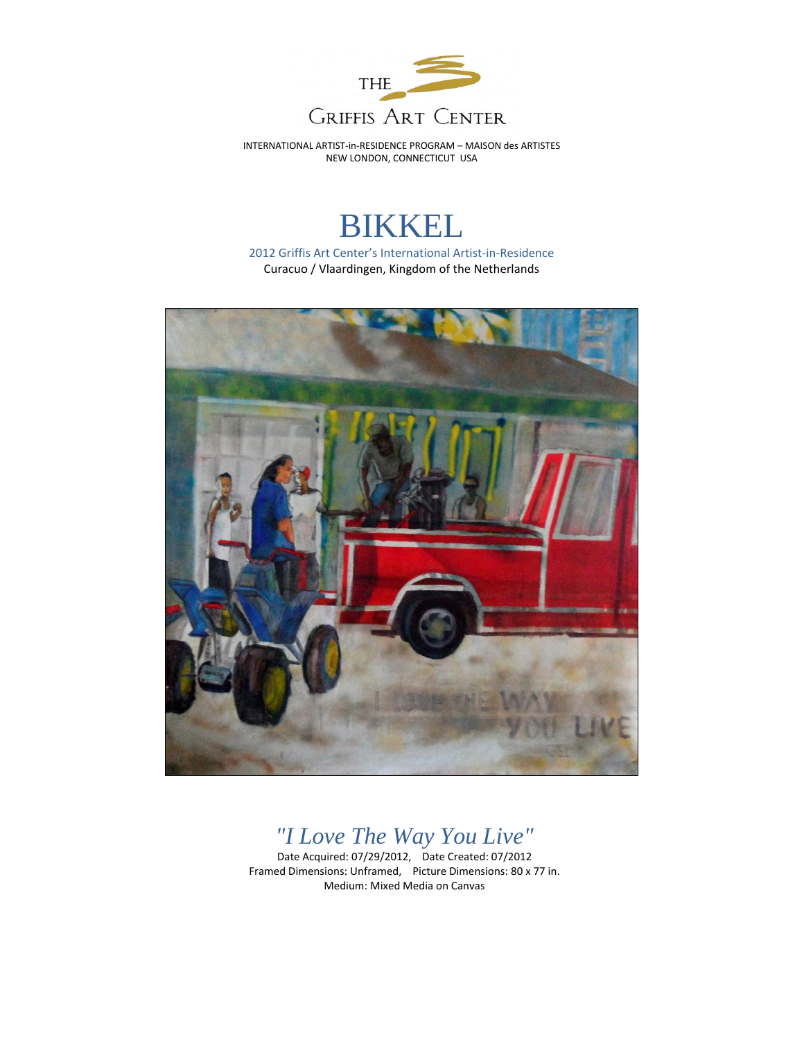THE GRIFFIS ART CENTER

INTERNATIONAL ARTIST-in-RESIDENCE PROGRAM – MAISON des ARTISTES
NEW LONDON, CONNECTICUT USA

# BIKKEL

2012 Griffis Art Center's International Artist-in-Residence
Curacuo / Vlaardingen, Kingdom of the Netherlands

## *"I Love The Way You Live"*

Date Acquired: 07/29/2012, Date Created: 07/2012
Framed Dimensions: Unframed, Picture Dimensions: 80 x 77 in.
Medium: Mixed Media on Canvas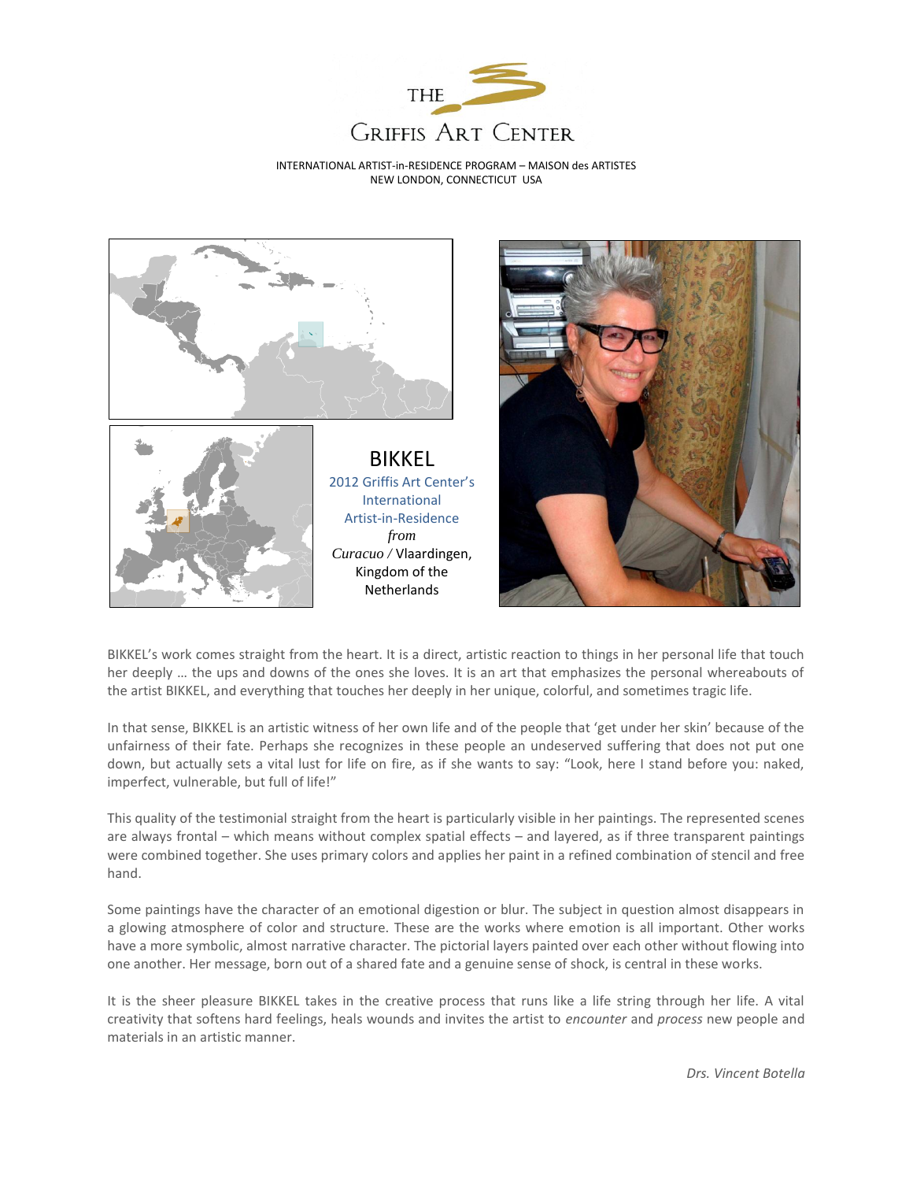THE GRIFFIS ART CENTER

INTERNATIONAL ARTIST-in-RESIDENCE PROGRAM – MAISON des ARTISTES
NEW LONDON, CONNECTICUT USA

# BIKKEL

2012 Griffis Art Center's International Artist-in-Residence

*from*

*Curacuo* / Vlaardingen, Kingdom of the Netherlands

BIKKEL's work comes straight from the heart. It is a direct, artistic reaction to things in her personal life that touch her deeply … the ups and downs of the ones she loves. It is an art that emphasizes the personal whereabouts of the artist BIKKEL, and everything that touches her deeply in her unique, colorful, and sometimes tragic life.

In that sense, BIKKEL is an artistic witness of her own life and of the people that 'get under her skin' because of the unfairness of their fate. Perhaps she recognizes in these people an undeserved suffering that does not put one down, but actually sets a vital lust for life on fire, as if she wants to say: "Look, here I stand before you: naked, imperfect, vulnerable, but full of life!"

This quality of the testimonial straight from the heart is particularly visible in her paintings. The represented scenes are always frontal – which means without complex spatial effects – and layered, as if three transparent paintings were combined together. She uses primary colors and applies her paint in a refined combination of stencil and free hand.

Some paintings have the character of an emotional digestion or blur. The subject in question almost disappears in a glowing atmosphere of color and structure. These are the works where emotion is all important. Other works have a more symbolic, almost narrative character. The pictorial layers painted over each other without flowing into one another. Her message, born out of a shared fate and a genuine sense of shock, is central in these works.

It is the sheer pleasure BIKKEL takes in the creative process that runs like a life string through her life. A vital creativity that softens hard feelings, heals wounds and invites the artist to *encounter* and *process* new people and materials in an artistic manner.

*Drs. Vincent Botella*